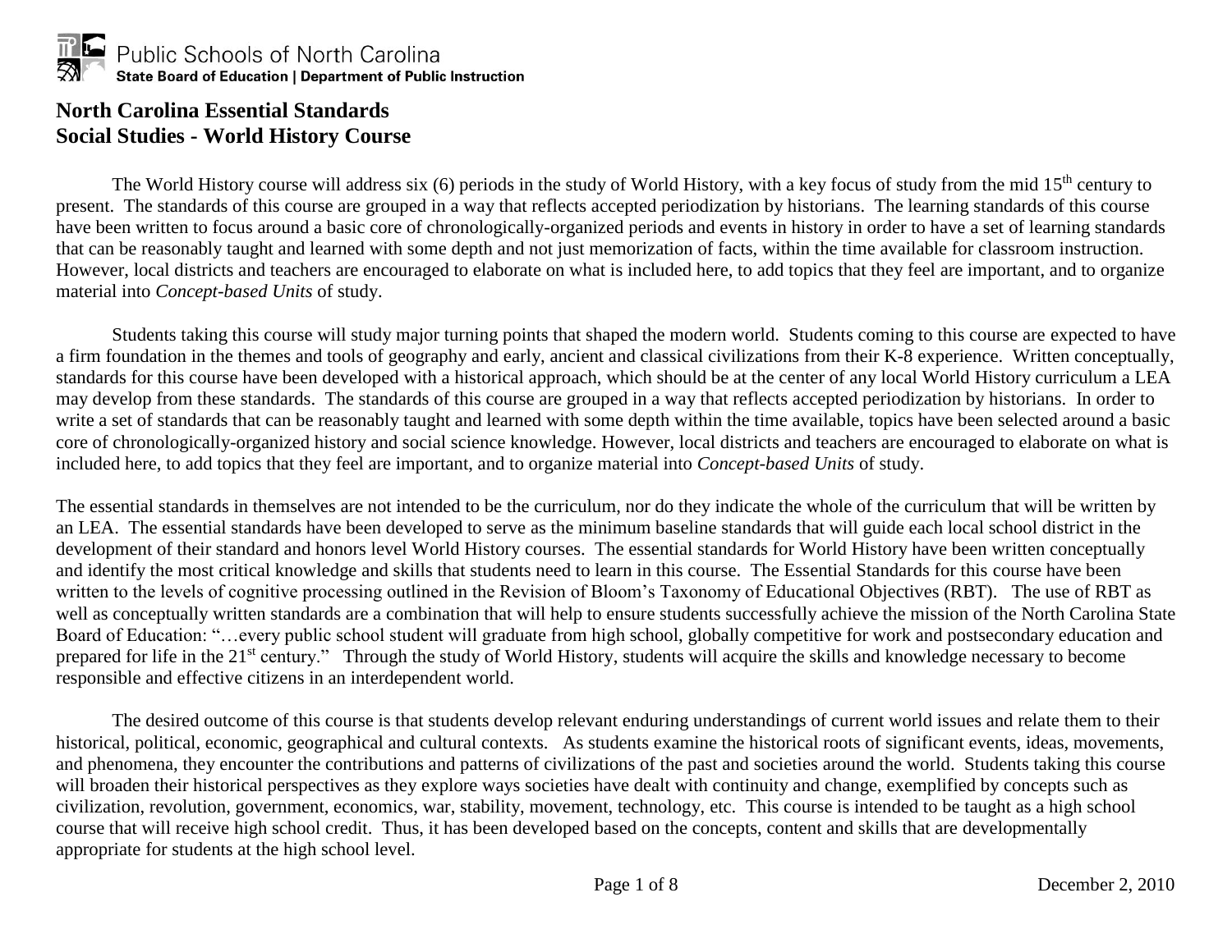Public Schools of North Carolina
**State Board of Education | Department of Public Instruction**

# North Carolina Essential Standards
# Social Studies - World History Course

The World History course will address six (6) periods in the study of World History, with a key focus of study from the mid 15th century to present. The standards of this course are grouped in a way that reflects accepted periodization by historians. The learning standards of this course have been written to focus around a basic core of chronologically-organized periods and events in history in order to have a set of learning standards that can be reasonably taught and learned with some depth and not just memorization of facts, within the time available for classroom instruction. However, local districts and teachers are encouraged to elaborate on what is included here, to add topics that they feel are important, and to organize material into *Concept-based Units* of study.

Students taking this course will study major turning points that shaped the modern world. Students coming to this course are expected to have a firm foundation in the themes and tools of geography and early, ancient and classical civilizations from their K-8 experience. Written conceptually, standards for this course have been developed with a historical approach, which should be at the center of any local World History curriculum a LEA may develop from these standards. The standards of this course are grouped in a way that reflects accepted periodization by historians. In order to write a set of standards that can be reasonably taught and learned with some depth within the time available, topics have been selected around a basic core of chronologically-organized history and social science knowledge. However, local districts and teachers are encouraged to elaborate on what is included here, to add topics that they feel are important, and to organize material into *Concept-based Units* of study.

The essential standards in themselves are not intended to be the curriculum, nor do they indicate the whole of the curriculum that will be written by an LEA. The essential standards have been developed to serve as the minimum baseline standards that will guide each local school district in the development of their standard and honors level World History courses. The essential standards for World History have been written conceptually and identify the most critical knowledge and skills that students need to learn in this course. The Essential Standards for this course have been written to the levels of cognitive processing outlined in the Revision of Bloom's Taxonomy of Educational Objectives (RBT). The use of RBT as well as conceptually written standards are a combination that will help to ensure students successfully achieve the mission of the North Carolina State Board of Education: "…every public school student will graduate from high school, globally competitive for work and postsecondary education and prepared for life in the 21st century." Through the study of World History, students will acquire the skills and knowledge necessary to become responsible and effective citizens in an interdependent world.

The desired outcome of this course is that students develop relevant enduring understandings of current world issues and relate them to their historical, political, economic, geographical and cultural contexts. As students examine the historical roots of significant events, ideas, movements, and phenomena, they encounter the contributions and patterns of civilizations of the past and societies around the world. Students taking this course will broaden their historical perspectives as they explore ways societies have dealt with continuity and change, exemplified by concepts such as civilization, revolution, government, economics, war, stability, movement, technology, etc. This course is intended to be taught as a high school course that will receive high school credit. Thus, it has been developed based on the concepts, content and skills that are developmentally appropriate for students at the high school level.

December 2, 2010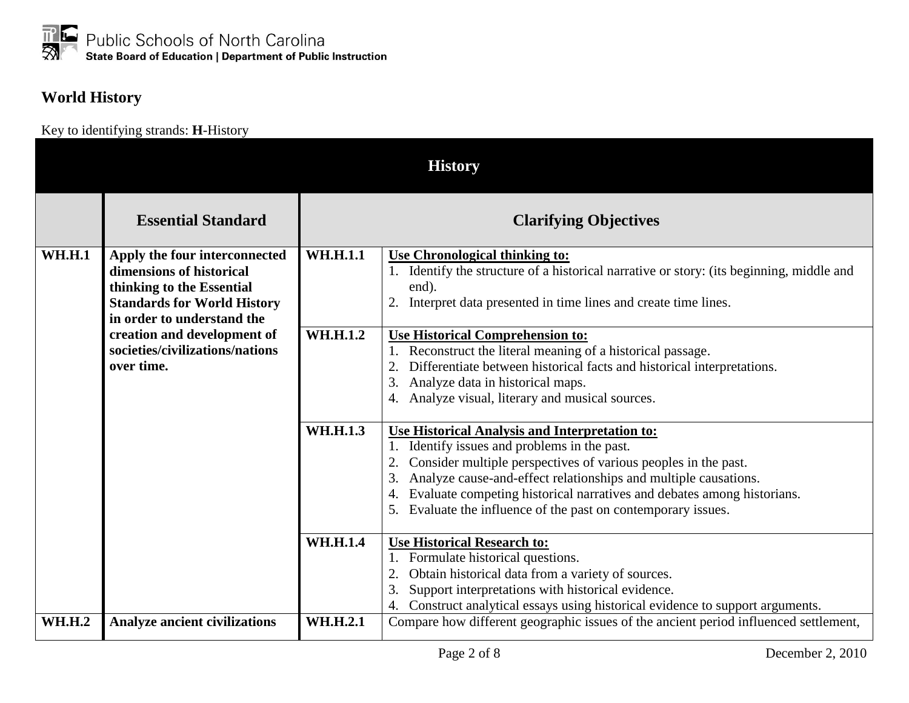Public Schools of North Carolina
**State Board of Education | Department of Public Instruction**

## World History

Key to identifying strands: **H**-History

| History | | | |
|---|---|---|---|
| | **Essential Standard** | **Clarifying Objectives** | |
| **WH.H.1** | **Apply the four interconnected dimensions of historical thinking to the Essential Standards for World History in order to understand the creation and development of societies/civilizations/nations over time.** | **WH.H.1.1** | **Use Chronological thinking to:** 1. Identify the structure of a historical narrative or story: (its beginning, middle and end). 2. Interpret data presented in time lines and create time lines. |
| | | **WH.H.1.2** | **Use Historical Comprehension to:** 1. Reconstruct the literal meaning of a historical passage. 2. Differentiate between historical facts and historical interpretations. 3. Analyze data in historical maps. 4. Analyze visual, literary and musical sources. |
| | | **WH.H.1.3** | **Use Historical Analysis and Interpretation to:** 1. Identify issues and problems in the past. 2. Consider multiple perspectives of various peoples in the past. 3. Analyze cause-and-effect relationships and multiple causations. 4. Evaluate competing historical narratives and debates among historians. 5. Evaluate the influence of the past on contemporary issues. |
| | | **WH.H.1.4** | **Use Historical Research to:** 1. Formulate historical questions. 2. Obtain historical data from a variety of sources. 3. Support interpretations with historical evidence. 4. Construct analytical essays using historical evidence to support arguments. |
| **WH.H.2** | **Analyze ancient civilizations** | **WH.H.2.1** | Compare how different geographic issues of the ancient period influenced settlement, |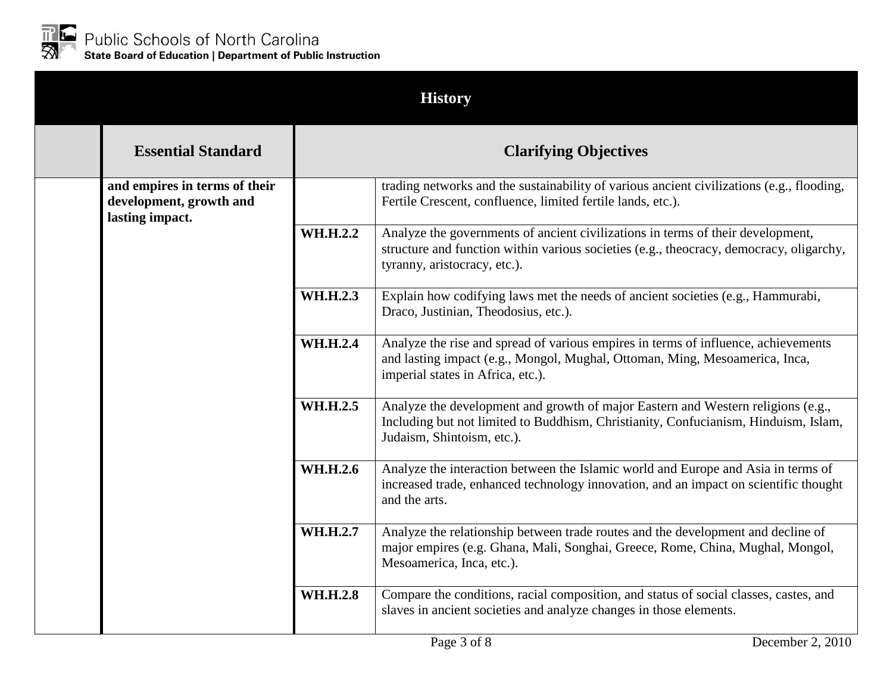| History | | | |
|---|---|---|---|
| | **Essential Standard** | **Clarifying Objectives** | |
| | **and empires in terms of their development, growth and lasting impact.** | | trading networks and the sustainability of various ancient civilizations (e.g., flooding, Fertile Crescent, confluence, limited fertile lands, etc.). |
| | | **WH.H.2.2** | Analyze the governments of ancient civilizations in terms of their development, structure and function within various societies (e.g., theocracy, democracy, oligarchy, tyranny, aristocracy, etc.). |
| | | **WH.H.2.3** | Explain how codifying laws met the needs of ancient societies (e.g., Hammurabi, Draco, Justinian, Theodosius, etc.). |
| | | **WH.H.2.4** | Analyze the rise and spread of various empires in terms of influence, achievements and lasting impact (e.g., Mongol, Mughal, Ottoman, Ming, Mesoamerica, Inca, imperial states in Africa, etc.). |
| | | **WH.H.2.5** | Analyze the development and growth of major Eastern and Western religions (e.g., Including but not limited to Buddhism, Christianity, Confucianism, Hinduism, Islam, Judaism, Shintoism, etc.). |
| | | **WH.H.2.6** | Analyze the interaction between the Islamic world and Europe and Asia in terms of increased trade, enhanced technology innovation, and an impact on scientific thought and the arts. |
| | | **WH.H.2.7** | Analyze the relationship between trade routes and the development and decline of major empires (e.g. Ghana, Mali, Songhai, Greece, Rome, China, Mughal, Mongol, Mesoamerica, Inca, etc.). |
| | | **WH.H.2.8** | Compare the conditions, racial composition, and status of social classes, castes, and slaves in ancient societies and analyze changes in those elements. |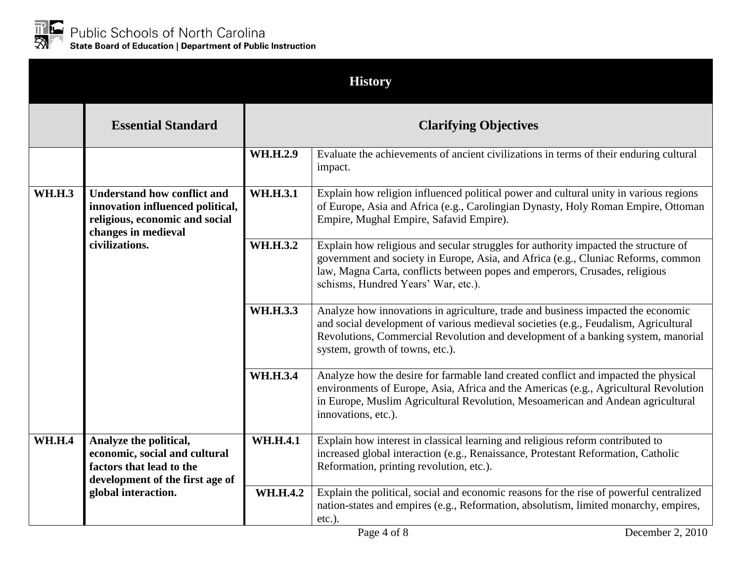## History

| | Essential Standard | Clarifying Objectives | |
|---|---|---|---|
| | | **WH.H.2.9** | Evaluate the achievements of ancient civilizations in terms of their enduring cultural impact. |
| **WH.H.3** | **Understand how conflict and innovation influenced political, religious, economic and social changes in medieval civilizations.** | **WH.H.3.1** | Explain how religion influenced political power and cultural unity in various regions of Europe, Asia and Africa (e.g., Carolingian Dynasty, Holy Roman Empire, Ottoman Empire, Mughal Empire, Safavid Empire). |
| | | **WH.H.3.2** | Explain how religious and secular struggles for authority impacted the structure of government and society in Europe, Asia, and Africa (e.g., Cluniac Reforms, common law, Magna Carta, conflicts between popes and emperors, Crusades, religious schisms, Hundred Years' War, etc.). |
| | | **WH.H.3.3** | Analyze how innovations in agriculture, trade and business impacted the economic and social development of various medieval societies (e.g., Feudalism, Agricultural Revolutions, Commercial Revolution and development of a banking system, manorial system, growth of towns, etc.). |
| | | **WH.H.3.4** | Analyze how the desire for farmable land created conflict and impacted the physical environments of Europe, Asia, Africa and the Americas (e.g., Agricultural Revolution in Europe, Muslim Agricultural Revolution, Mesoamerican and Andean agricultural innovations, etc.). |
| **WH.H.4** | **Analyze the political, economic, social and cultural factors that lead to the development of the first age of global interaction.** | **WH.H.4.1** | Explain how interest in classical learning and religious reform contributed to increased global interaction (e.g., Renaissance, Protestant Reformation, Catholic Reformation, printing revolution, etc.). |
| | | **WH.H.4.2** | Explain the political, social and economic reasons for the rise of powerful centralized nation-states and empires (e.g., Reformation, absolutism, limited monarchy, empires, etc.). |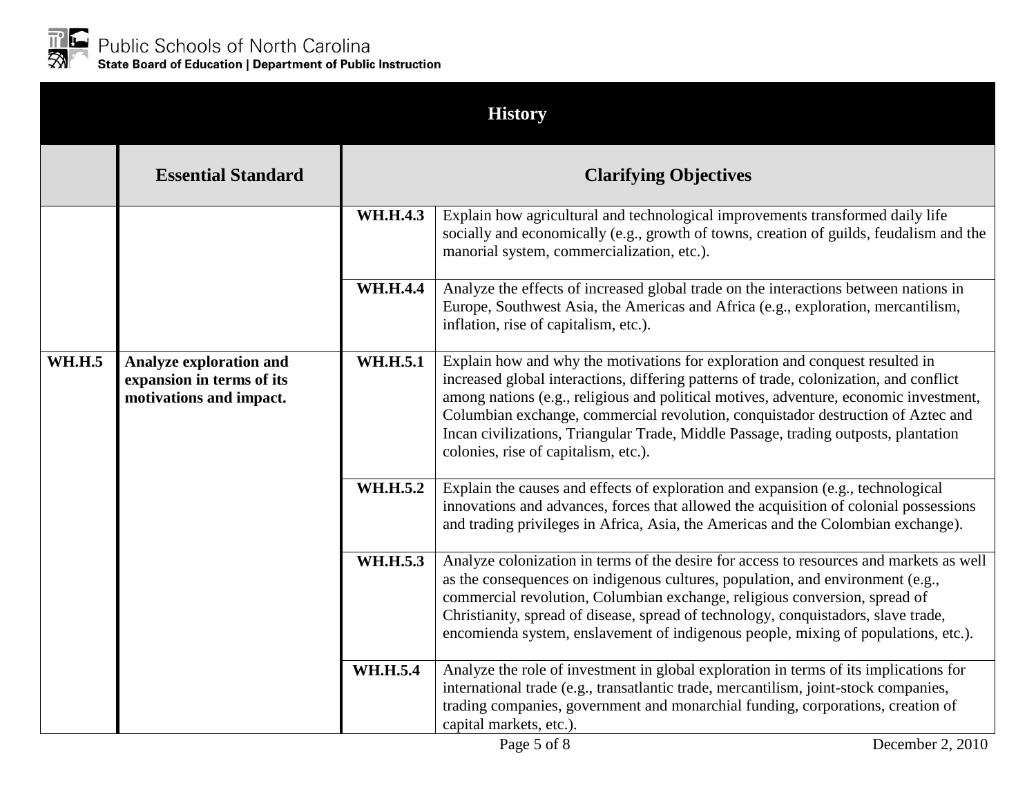| History | | | |
|---|---|---|---|
| | **Essential Standard** | **Clarifying Objectives** | |
| | | **WH.H.4.3** | Explain how agricultural and technological improvements transformed daily life socially and economically (e.g., growth of towns, creation of guilds, feudalism and the manorial system, commercialization, etc.). |
| | | **WH.H.4.4** | Analyze the effects of increased global trade on the interactions between nations in Europe, Southwest Asia, the Americas and Africa (e.g., exploration, mercantilism, inflation, rise of capitalism, etc.). |
| **WH.H.5** | **Analyze exploration and expansion in terms of its motivations and impact.** | **WH.H.5.1** | Explain how and why the motivations for exploration and conquest resulted in increased global interactions, differing patterns of trade, colonization, and conflict among nations (e.g., religious and political motives, adventure, economic investment, Columbian exchange, commercial revolution, conquistador destruction of Aztec and Incan civilizations, Triangular Trade, Middle Passage, trading outposts, plantation colonies, rise of capitalism, etc.). |
| | | **WH.H.5.2** | Explain the causes and effects of exploration and expansion (e.g., technological innovations and advances, forces that allowed the acquisition of colonial possessions and trading privileges in Africa, Asia, the Americas and the Colombian exchange). |
| | | **WH.H.5.3** | Analyze colonization in terms of the desire for access to resources and markets as well as the consequences on indigenous cultures, population, and environment (e.g., commercial revolution, Columbian exchange, religious conversion, spread of Christianity, spread of disease, spread of technology, conquistadors, slave trade, encomienda system, enslavement of indigenous people, mixing of populations, etc.). |
| | | **WH.H.5.4** | Analyze the role of investment in global exploration in terms of its implications for international trade (e.g., transatlantic trade, mercantilism, joint-stock companies, trading companies, government and monarchial funding, corporations, creation of capital markets, etc.). |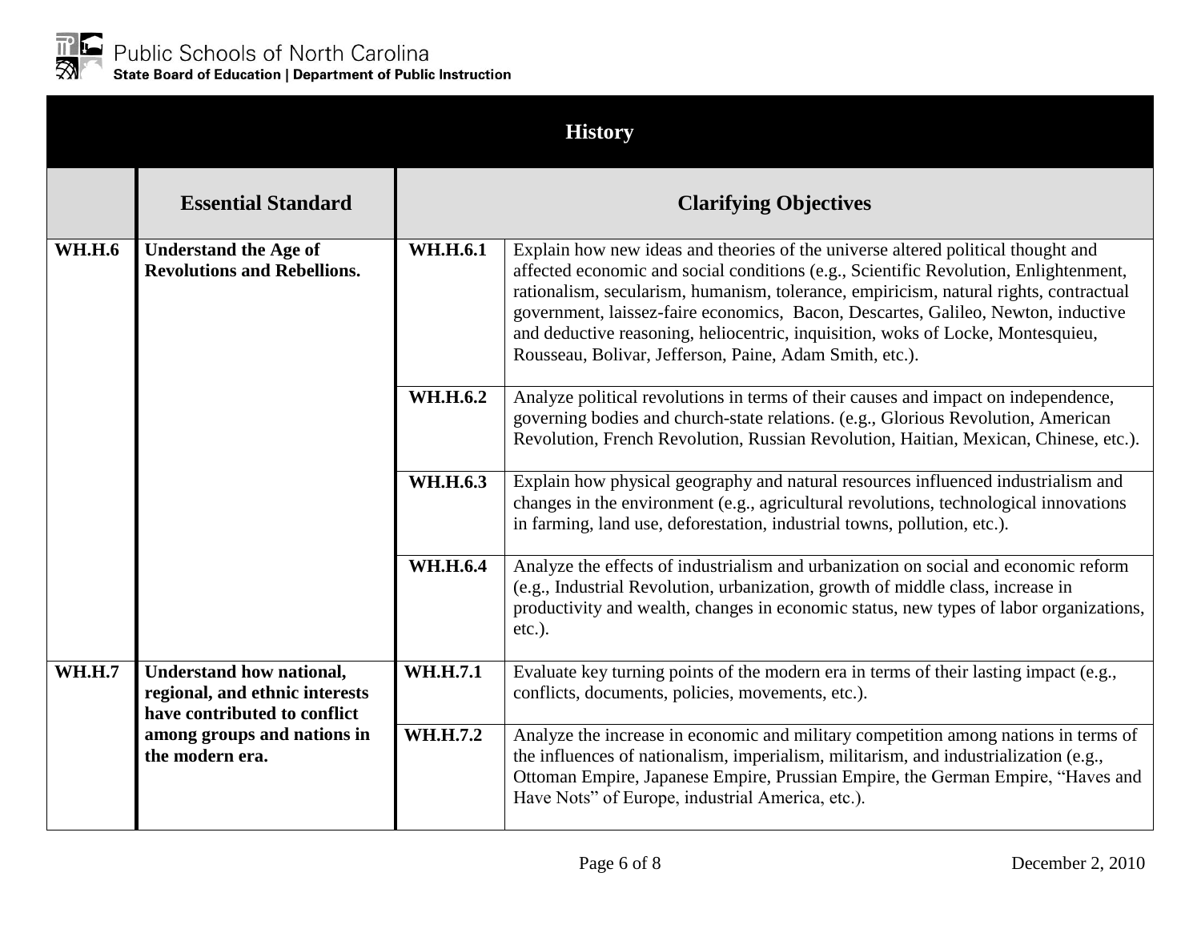| History | | | |
|---|---|---|---|
| | **Essential Standard** | **Clarifying Objectives** | |
| **WH.H.6** | **Understand the Age of Revolutions and Rebellions.** | **WH.H.6.1** | Explain how new ideas and theories of the universe altered political thought and affected economic and social conditions (e.g., Scientific Revolution, Enlightenment, rationalism, secularism, humanism, tolerance, empiricism, natural rights, contractual government, laissez-faire economics, Bacon, Descartes, Galileo, Newton, inductive and deductive reasoning, heliocentric, inquisition, woks of Locke, Montesquieu, Rousseau, Bolivar, Jefferson, Paine, Adam Smith, etc.). |
| | | **WH.H.6.2** | Analyze political revolutions in terms of their causes and impact on independence, governing bodies and church-state relations. (e.g., Glorious Revolution, American Revolution, French Revolution, Russian Revolution, Haitian, Mexican, Chinese, etc.). |
| | | **WH.H.6.3** | Explain how physical geography and natural resources influenced industrialism and changes in the environment (e.g., agricultural revolutions, technological innovations in farming, land use, deforestation, industrial towns, pollution, etc.). |
| | | **WH.H.6.4** | Analyze the effects of industrialism and urbanization on social and economic reform (e.g., Industrial Revolution, urbanization, growth of middle class, increase in productivity and wealth, changes in economic status, new types of labor organizations, etc.). |
| **WH.H.7** | **Understand how national, regional, and ethnic interests have contributed to conflict among groups and nations in the modern era.** | **WH.H.7.1** | Evaluate key turning points of the modern era in terms of their lasting impact (e.g., conflicts, documents, policies, movements, etc.). |
| | | **WH.H.7.2** | Analyze the increase in economic and military competition among nations in terms of the influences of nationalism, imperialism, militarism, and industrialization (e.g., Ottoman Empire, Japanese Empire, Prussian Empire, the German Empire, "Haves and Have Nots" of Europe, industrial America, etc.). |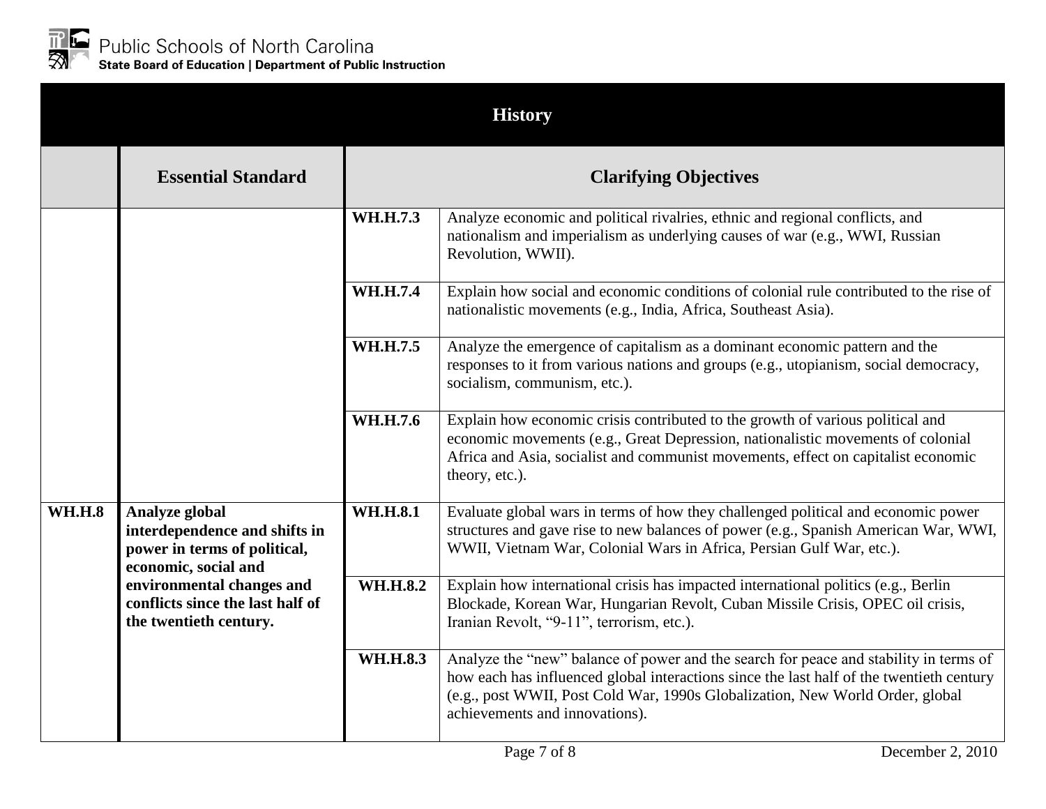| History | | | |
|---|---|---|---|
| | **Essential Standard** | **Clarifying Objectives** | |
| | | **WH.H.7.3** | Analyze economic and political rivalries, ethnic and regional conflicts, and nationalism and imperialism as underlying causes of war (e.g., WWI, Russian Revolution, WWII). |
| | | **WH.H.7.4** | Explain how social and economic conditions of colonial rule contributed to the rise of nationalistic movements (e.g., India, Africa, Southeast Asia). |
| | | **WH.H.7.5** | Analyze the emergence of capitalism as a dominant economic pattern and the responses to it from various nations and groups (e.g., utopianism, social democracy, socialism, communism, etc.). |
| | | **WH.H.7.6** | Explain how economic crisis contributed to the growth of various political and economic movements (e.g., Great Depression, nationalistic movements of colonial Africa and Asia, socialist and communist movements, effect on capitalist economic theory, etc.). |
| **WH.H.8** | **Analyze global interdependence and shifts in power in terms of political, economic, social and environmental changes and conflicts since the last half of the twentieth century.** | **WH.H.8.1** | Evaluate global wars in terms of how they challenged political and economic power structures and gave rise to new balances of power (e.g., Spanish American War, WWI, WWII, Vietnam War, Colonial Wars in Africa, Persian Gulf War, etc.). |
| | | **WH.H.8.2** | Explain how international crisis has impacted international politics (e.g., Berlin Blockade, Korean War, Hungarian Revolt, Cuban Missile Crisis, OPEC oil crisis, Iranian Revolt, "9-11", terrorism, etc.). |
| | | **WH.H.8.3** | Analyze the "new" balance of power and the search for peace and stability in terms of how each has influenced global interactions since the last half of the twentieth century (e.g., post WWII, Post Cold War, 1990s Globalization, New World Order, global achievements and innovations). |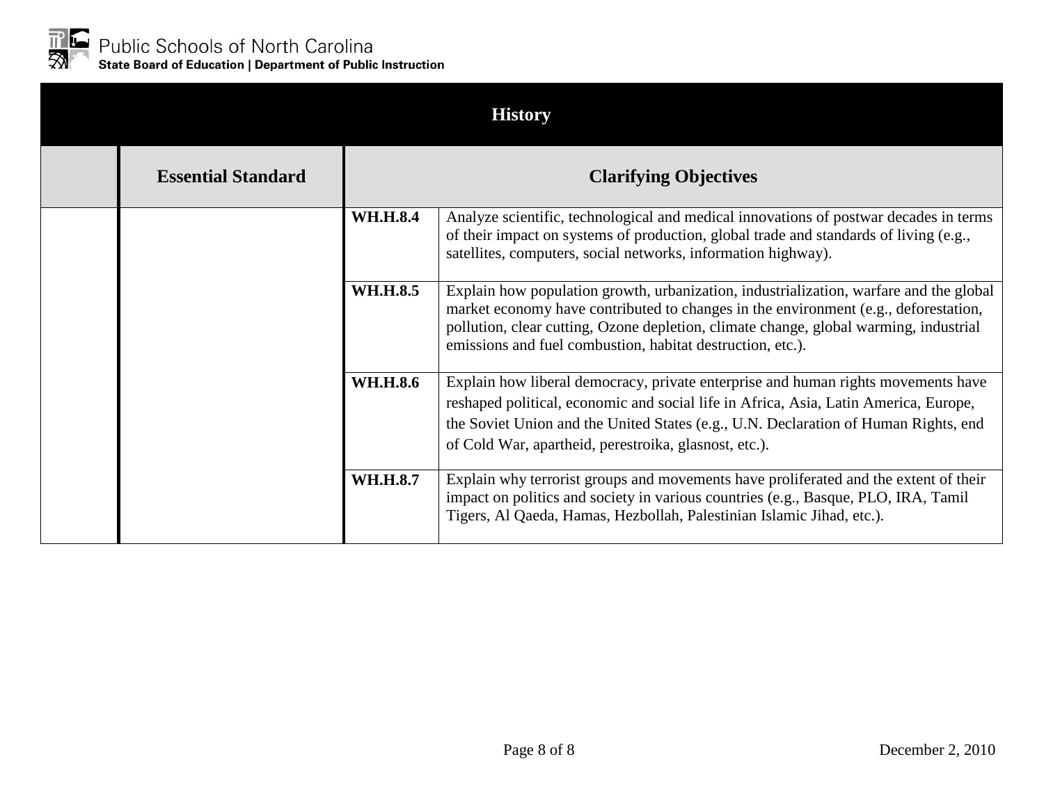| History | | | |
|---|---|---|---|
| | **Essential Standard** | **Clarifying Objectives** | |
| | | **WH.H.8.4** | Analyze scientific, technological and medical innovations of postwar decades in terms of their impact on systems of production, global trade and standards of living (e.g., satellites, computers, social networks, information highway). |
| | | **WH.H.8.5** | Explain how population growth, urbanization, industrialization, warfare and the global market economy have contributed to changes in the environment (e.g., deforestation, pollution, clear cutting, Ozone depletion, climate change, global warming, industrial emissions and fuel combustion, habitat destruction, etc.). |
| | | **WH.H.8.6** | Explain how liberal democracy, private enterprise and human rights movements have reshaped political, economic and social life in Africa, Asia, Latin America, Europe, the Soviet Union and the United States (e.g., U.N. Declaration of Human Rights, end of Cold War, apartheid, perestroika, glasnost, etc.). |
| | | **WH.H.8.7** | Explain why terrorist groups and movements have proliferated and the extent of their impact on politics and society in various countries (e.g., Basque, PLO, IRA, Tamil Tigers, Al Qaeda, Hamas, Hezbollah, Palestinian Islamic Jihad, etc.). |